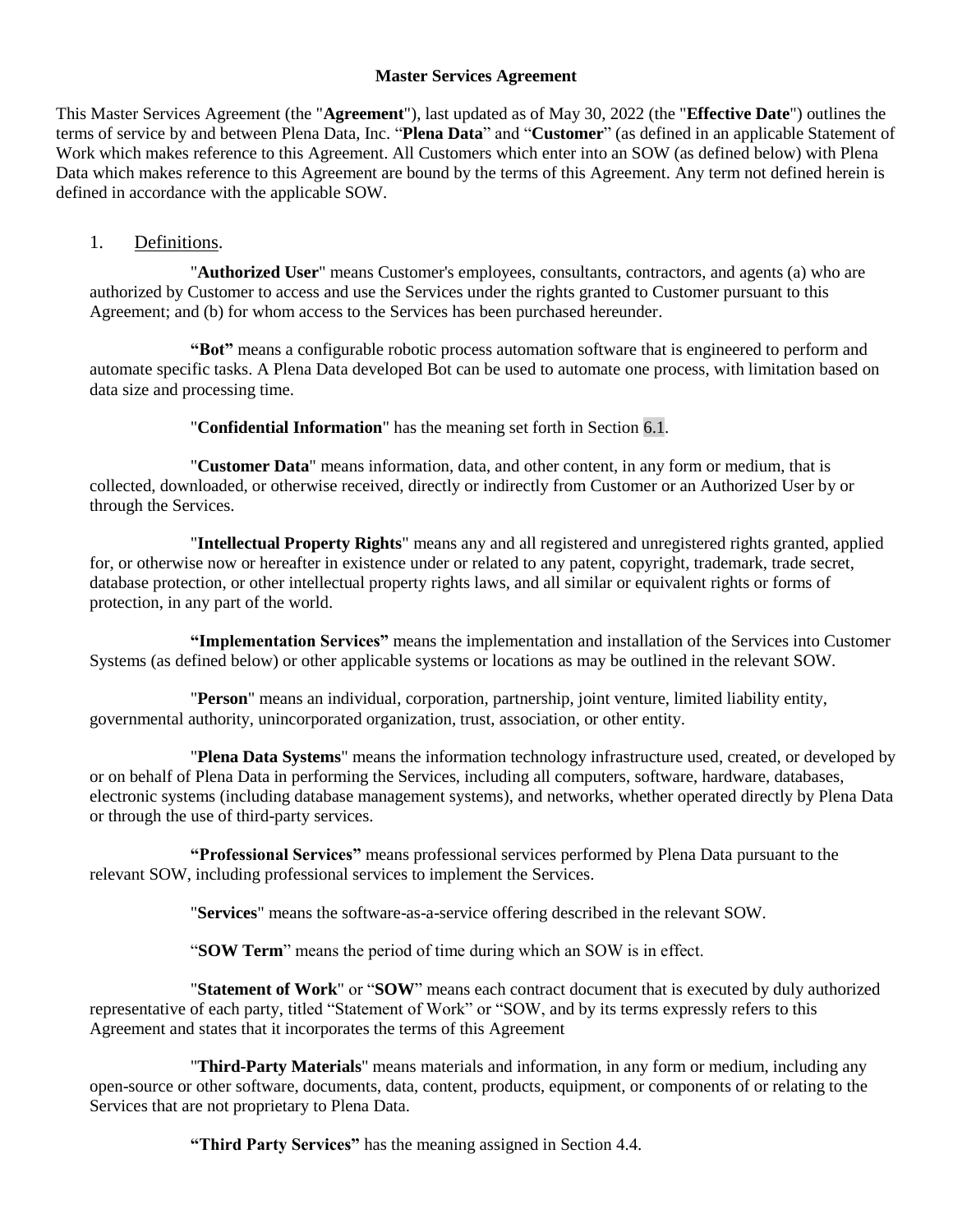# Master Services Agreement

This Master Services Agreement (the "**Agreement**"), last updated as of May 30, 2022 (the "**Effective Date**") outlines the terms of service by and between Plena Data, Inc. "**Plena Data**" and "**Customer**" (as defined in an applicable Statement of Work which makes reference to this Agreement. All Customers which enter into an SOW (as defined below) with Plena Data which makes reference to this Agreement are bound by the terms of this Agreement. Any term not defined herein is defined in accordance with the applicable SOW.

## 1. Definitions.

"**Authorized User**" means Customer's employees, consultants, contractors, and agents (a) who are authorized by Customer to access and use the Services under the rights granted to Customer pursuant to this Agreement; and (b) for whom access to the Services has been purchased hereunder.

**"Bot"** means a configurable robotic process automation software that is engineered to perform and automate specific tasks. A Plena Data developed Bot can be used to automate one process, with limitation based on data size and processing time.

"**Confidential Information**" has the meaning set forth in Section 6.1.

"**Customer Data**" means information, data, and other content, in any form or medium, that is collected, downloaded, or otherwise received, directly or indirectly from Customer or an Authorized User by or through the Services.

"**Intellectual Property Rights**" means any and all registered and unregistered rights granted, applied for, or otherwise now or hereafter in existence under or related to any patent, copyright, trademark, trade secret, database protection, or other intellectual property rights laws, and all similar or equivalent rights or forms of protection, in any part of the world.

**"Implementation Services"** means the implementation and installation of the Services into Customer Systems (as defined below) or other applicable systems or locations as may be outlined in the relevant SOW.

"**Person**" means an individual, corporation, partnership, joint venture, limited liability entity, governmental authority, unincorporated organization, trust, association, or other entity.

"**Plena Data Systems**" means the information technology infrastructure used, created, or developed by or on behalf of Plena Data in performing the Services, including all computers, software, hardware, databases, electronic systems (including database management systems), and networks, whether operated directly by Plena Data or through the use of third-party services.

**"Professional Services"** means professional services performed by Plena Data pursuant to the relevant SOW, including professional services to implement the Services.

"**Services**" means the software-as-a-service offering described in the relevant SOW.

"**SOW Term**" means the period of time during which an SOW is in effect.

"**Statement of Work**" or "**SOW**" means each contract document that is executed by duly authorized representative of each party, titled "Statement of Work" or "SOW, and by its terms expressly refers to this Agreement and states that it incorporates the terms of this Agreement

"**Third-Party Materials**" means materials and information, in any form or medium, including any open-source or other software, documents, data, content, products, equipment, or components of or relating to the Services that are not proprietary to Plena Data.

**"Third Party Services"** has the meaning assigned in Section 4.4.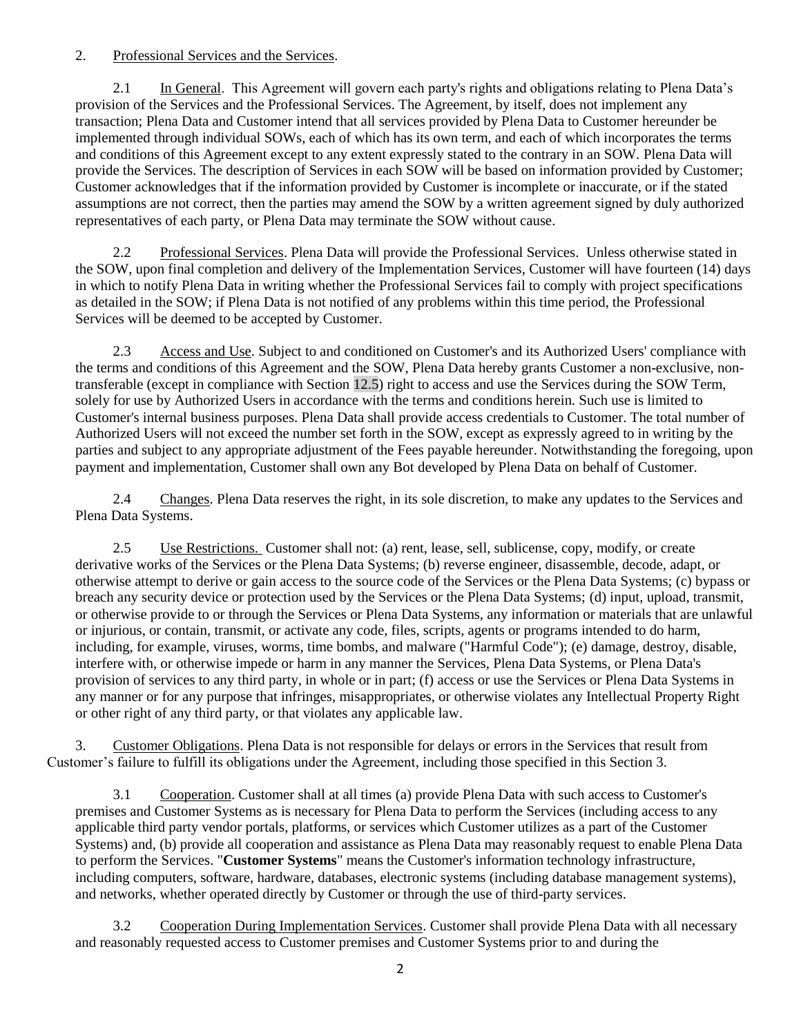2. Professional Services and the Services.

2.1 In General. This Agreement will govern each party's rights and obligations relating to Plena Data's provision of the Services and the Professional Services. The Agreement, by itself, does not implement any transaction; Plena Data and Customer intend that all services provided by Plena Data to Customer hereunder be implemented through individual SOWs, each of which has its own term, and each of which incorporates the terms and conditions of this Agreement except to any extent expressly stated to the contrary in an SOW. Plena Data will provide the Services. The description of Services in each SOW will be based on information provided by Customer; Customer acknowledges that if the information provided by Customer is incomplete or inaccurate, or if the stated assumptions are not correct, then the parties may amend the SOW by a written agreement signed by duly authorized representatives of each party, or Plena Data may terminate the SOW without cause.

2.2 Professional Services. Plena Data will provide the Professional Services. Unless otherwise stated in the SOW, upon final completion and delivery of the Implementation Services, Customer will have fourteen (14) days in which to notify Plena Data in writing whether the Professional Services fail to comply with project specifications as detailed in the SOW; if Plena Data is not notified of any problems within this time period, the Professional Services will be deemed to be accepted by Customer.

2.3 Access and Use. Subject to and conditioned on Customer's and its Authorized Users' compliance with the terms and conditions of this Agreement and the SOW, Plena Data hereby grants Customer a non-exclusive, non-transferable (except in compliance with Section 12.5) right to access and use the Services during the SOW Term, solely for use by Authorized Users in accordance with the terms and conditions herein. Such use is limited to Customer's internal business purposes. Plena Data shall provide access credentials to Customer. The total number of Authorized Users will not exceed the number set forth in the SOW, except as expressly agreed to in writing by the parties and subject to any appropriate adjustment of the Fees payable hereunder. Notwithstanding the foregoing, upon payment and implementation, Customer shall own any Bot developed by Plena Data on behalf of Customer.

2.4 Changes. Plena Data reserves the right, in its sole discretion, to make any updates to the Services and Plena Data Systems.

2.5 Use Restrictions. Customer shall not: (a) rent, lease, sell, sublicense, copy, modify, or create derivative works of the Services or the Plena Data Systems; (b) reverse engineer, disassemble, decode, adapt, or otherwise attempt to derive or gain access to the source code of the Services or the Plena Data Systems; (c) bypass or breach any security device or protection used by the Services or the Plena Data Systems; (d) input, upload, transmit, or otherwise provide to or through the Services or Plena Data Systems, any information or materials that are unlawful or injurious, or contain, transmit, or activate any code, files, scripts, agents or programs intended to do harm, including, for example, viruses, worms, time bombs, and malware ("Harmful Code"); (e) damage, destroy, disable, interfere with, or otherwise impede or harm in any manner the Services, Plena Data Systems, or Plena Data's provision of services to any third party, in whole or in part; (f) access or use the Services or Plena Data Systems in any manner or for any purpose that infringes, misappropriates, or otherwise violates any Intellectual Property Right or other right of any third party, or that violates any applicable law.

3. Customer Obligations. Plena Data is not responsible for delays or errors in the Services that result from Customer's failure to fulfill its obligations under the Agreement, including those specified in this Section 3.

3.1 Cooperation. Customer shall at all times (a) provide Plena Data with such access to Customer's premises and Customer Systems as is necessary for Plena Data to perform the Services (including access to any applicable third party vendor portals, platforms, or services which Customer utilizes as a part of the Customer Systems) and, (b) provide all cooperation and assistance as Plena Data may reasonably request to enable Plena Data to perform the Services. "**Customer Systems**" means the Customer's information technology infrastructure, including computers, software, hardware, databases, electronic systems (including database management systems), and networks, whether operated directly by Customer or through the use of third-party services.

3.2 Cooperation During Implementation Services. Customer shall provide Plena Data with all necessary and reasonably requested access to Customer premises and Customer Systems prior to and during the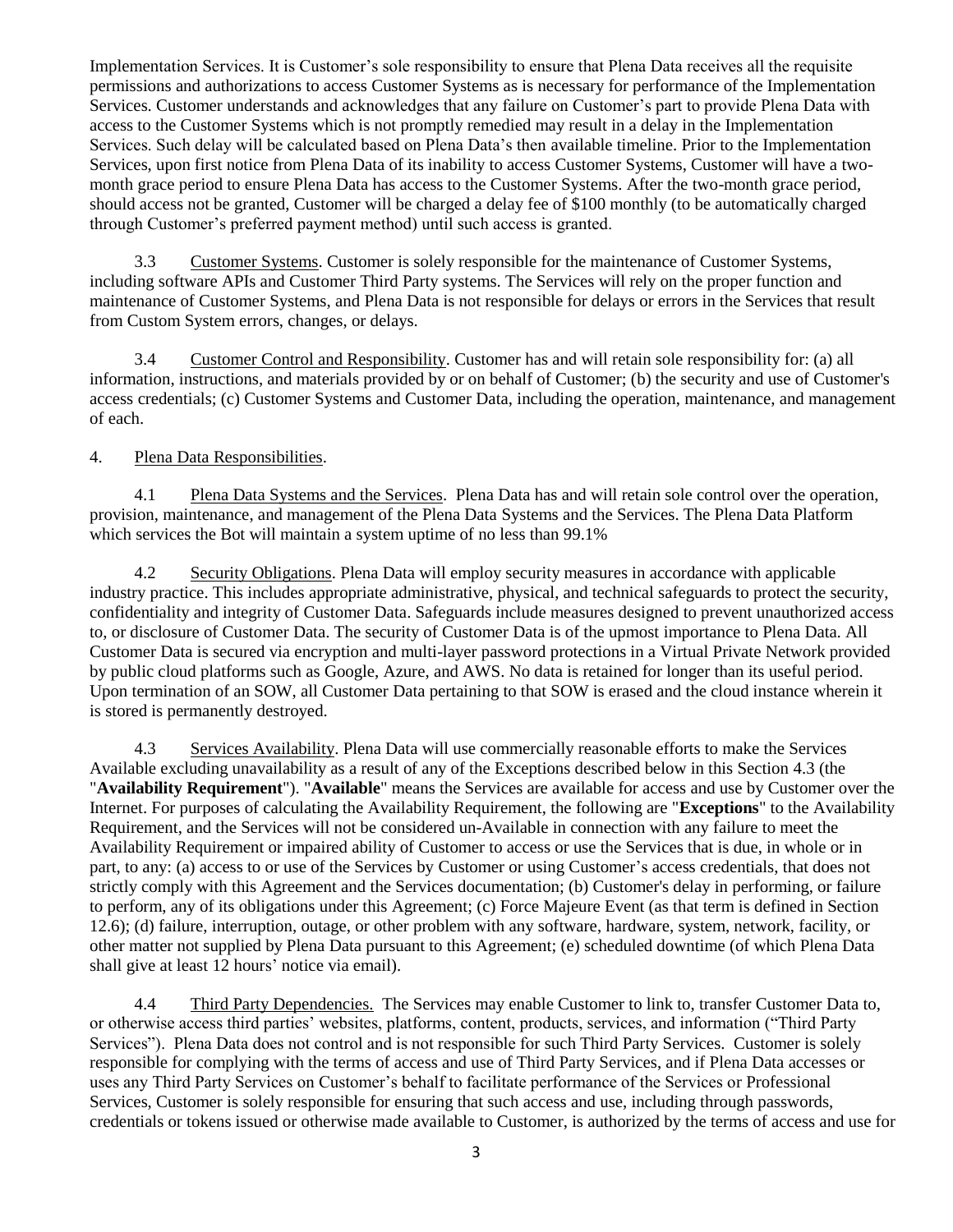Implementation Services. It is Customer's sole responsibility to ensure that Plena Data receives all the requisite permissions and authorizations to access Customer Systems as is necessary for performance of the Implementation Services. Customer understands and acknowledges that any failure on Customer's part to provide Plena Data with access to the Customer Systems which is not promptly remedied may result in a delay in the Implementation Services. Such delay will be calculated based on Plena Data's then available timeline. Prior to the Implementation Services, upon first notice from Plena Data of its inability to access Customer Systems, Customer will have a two-month grace period to ensure Plena Data has access to the Customer Systems. After the two-month grace period, should access not be granted, Customer will be charged a delay fee of $100 monthly (to be automatically charged through Customer's preferred payment method) until such access is granted.

3.3 Customer Systems. Customer is solely responsible for the maintenance of Customer Systems, including software APIs and Customer Third Party systems. The Services will rely on the proper function and maintenance of Customer Systems, and Plena Data is not responsible for delays or errors in the Services that result from Custom System errors, changes, or delays.

3.4 Customer Control and Responsibility. Customer has and will retain sole responsibility for: (a) all information, instructions, and materials provided by or on behalf of Customer; (b) the security and use of Customer's access credentials; (c) Customer Systems and Customer Data, including the operation, maintenance, and management of each.

4. Plena Data Responsibilities.

4.1 Plena Data Systems and the Services. Plena Data has and will retain sole control over the operation, provision, maintenance, and management of the Plena Data Systems and the Services. The Plena Data Platform which services the Bot will maintain a system uptime of no less than 99.1%

4.2 Security Obligations. Plena Data will employ security measures in accordance with applicable industry practice. This includes appropriate administrative, physical, and technical safeguards to protect the security, confidentiality and integrity of Customer Data. Safeguards include measures designed to prevent unauthorized access to, or disclosure of Customer Data. The security of Customer Data is of the upmost importance to Plena Data. All Customer Data is secured via encryption and multi-layer password protections in a Virtual Private Network provided by public cloud platforms such as Google, Azure, and AWS. No data is retained for longer than its useful period. Upon termination of an SOW, all Customer Data pertaining to that SOW is erased and the cloud instance wherein it is stored is permanently destroyed.

4.3 Services Availability. Plena Data will use commercially reasonable efforts to make the Services Available excluding unavailability as a result of any of the Exceptions described below in this Section 4.3 (the "**Availability Requirement**"). "**Available**" means the Services are available for access and use by Customer over the Internet. For purposes of calculating the Availability Requirement, the following are "**Exceptions**" to the Availability Requirement, and the Services will not be considered un-Available in connection with any failure to meet the Availability Requirement or impaired ability of Customer to access or use the Services that is due, in whole or in part, to any: (a) access to or use of the Services by Customer or using Customer's access credentials, that does not strictly comply with this Agreement and the Services documentation; (b) Customer's delay in performing, or failure to perform, any of its obligations under this Agreement; (c) Force Majeure Event (as that term is defined in Section 12.6); (d) failure, interruption, outage, or other problem with any software, hardware, system, network, facility, or other matter not supplied by Plena Data pursuant to this Agreement; (e) scheduled downtime (of which Plena Data shall give at least 12 hours' notice via email).

4.4 Third Party Dependencies. The Services may enable Customer to link to, transfer Customer Data to, or otherwise access third parties' websites, platforms, content, products, services, and information ("Third Party Services"). Plena Data does not control and is not responsible for such Third Party Services. Customer is solely responsible for complying with the terms of access and use of Third Party Services, and if Plena Data accesses or uses any Third Party Services on Customer's behalf to facilitate performance of the Services or Professional Services, Customer is solely responsible for ensuring that such access and use, including through passwords, credentials or tokens issued or otherwise made available to Customer, is authorized by the terms of access and use for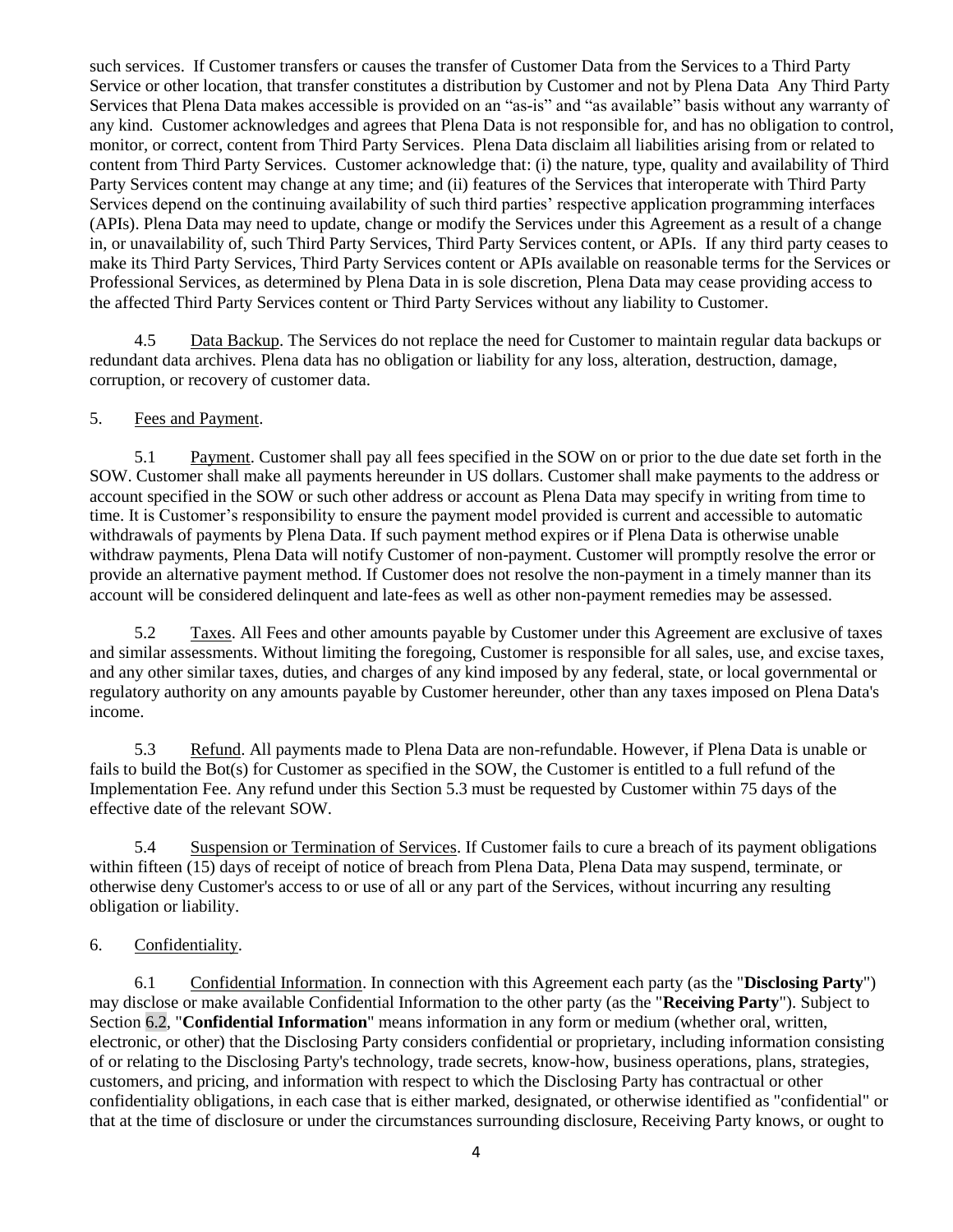such services. If Customer transfers or causes the transfer of Customer Data from the Services to a Third Party Service or other location, that transfer constitutes a distribution by Customer and not by Plena Data Any Third Party Services that Plena Data makes accessible is provided on an "as-is" and "as available" basis without any warranty of any kind. Customer acknowledges and agrees that Plena Data is not responsible for, and has no obligation to control, monitor, or correct, content from Third Party Services. Plena Data disclaim all liabilities arising from or related to content from Third Party Services. Customer acknowledge that: (i) the nature, type, quality and availability of Third Party Services content may change at any time; and (ii) features of the Services that interoperate with Third Party Services depend on the continuing availability of such third parties' respective application programming interfaces (APIs). Plena Data may need to update, change or modify the Services under this Agreement as a result of a change in, or unavailability of, such Third Party Services, Third Party Services content, or APIs. If any third party ceases to make its Third Party Services, Third Party Services content or APIs available on reasonable terms for the Services or Professional Services, as determined by Plena Data in is sole discretion, Plena Data may cease providing access to the affected Third Party Services content or Third Party Services without any liability to Customer.

4.5 Data Backup. The Services do not replace the need for Customer to maintain regular data backups or redundant data archives. Plena data has no obligation or liability for any loss, alteration, destruction, damage, corruption, or recovery of customer data.

5. Fees and Payment.

5.1 Payment. Customer shall pay all fees specified in the SOW on or prior to the due date set forth in the SOW. Customer shall make all payments hereunder in US dollars. Customer shall make payments to the address or account specified in the SOW or such other address or account as Plena Data may specify in writing from time to time. It is Customer's responsibility to ensure the payment model provided is current and accessible to automatic withdrawals of payments by Plena Data. If such payment method expires or if Plena Data is otherwise unable withdraw payments, Plena Data will notify Customer of non-payment. Customer will promptly resolve the error or provide an alternative payment method. If Customer does not resolve the non-payment in a timely manner than its account will be considered delinquent and late-fees as well as other non-payment remedies may be assessed.

5.2 Taxes. All Fees and other amounts payable by Customer under this Agreement are exclusive of taxes and similar assessments. Without limiting the foregoing, Customer is responsible for all sales, use, and excise taxes, and any other similar taxes, duties, and charges of any kind imposed by any federal, state, or local governmental or regulatory authority on any amounts payable by Customer hereunder, other than any taxes imposed on Plena Data's income.

5.3 Refund. All payments made to Plena Data are non-refundable. However, if Plena Data is unable or fails to build the Bot(s) for Customer as specified in the SOW, the Customer is entitled to a full refund of the Implementation Fee. Any refund under this Section 5.3 must be requested by Customer within 75 days of the effective date of the relevant SOW.

5.4 Suspension or Termination of Services. If Customer fails to cure a breach of its payment obligations within fifteen (15) days of receipt of notice of breach from Plena Data, Plena Data may suspend, terminate, or otherwise deny Customer's access to or use of all or any part of the Services, without incurring any resulting obligation or liability.

6. Confidentiality.

6.1 Confidential Information. In connection with this Agreement each party (as the "**Disclosing Party**") may disclose or make available Confidential Information to the other party (as the "**Receiving Party**"). Subject to Section 6.2, "**Confidential Information**" means information in any form or medium (whether oral, written, electronic, or other) that the Disclosing Party considers confidential or proprietary, including information consisting of or relating to the Disclosing Party's technology, trade secrets, know-how, business operations, plans, strategies, customers, and pricing, and information with respect to which the Disclosing Party has contractual or other confidentiality obligations, in each case that is either marked, designated, or otherwise identified as "confidential" or that at the time of disclosure or under the circumstances surrounding disclosure, Receiving Party knows, or ought to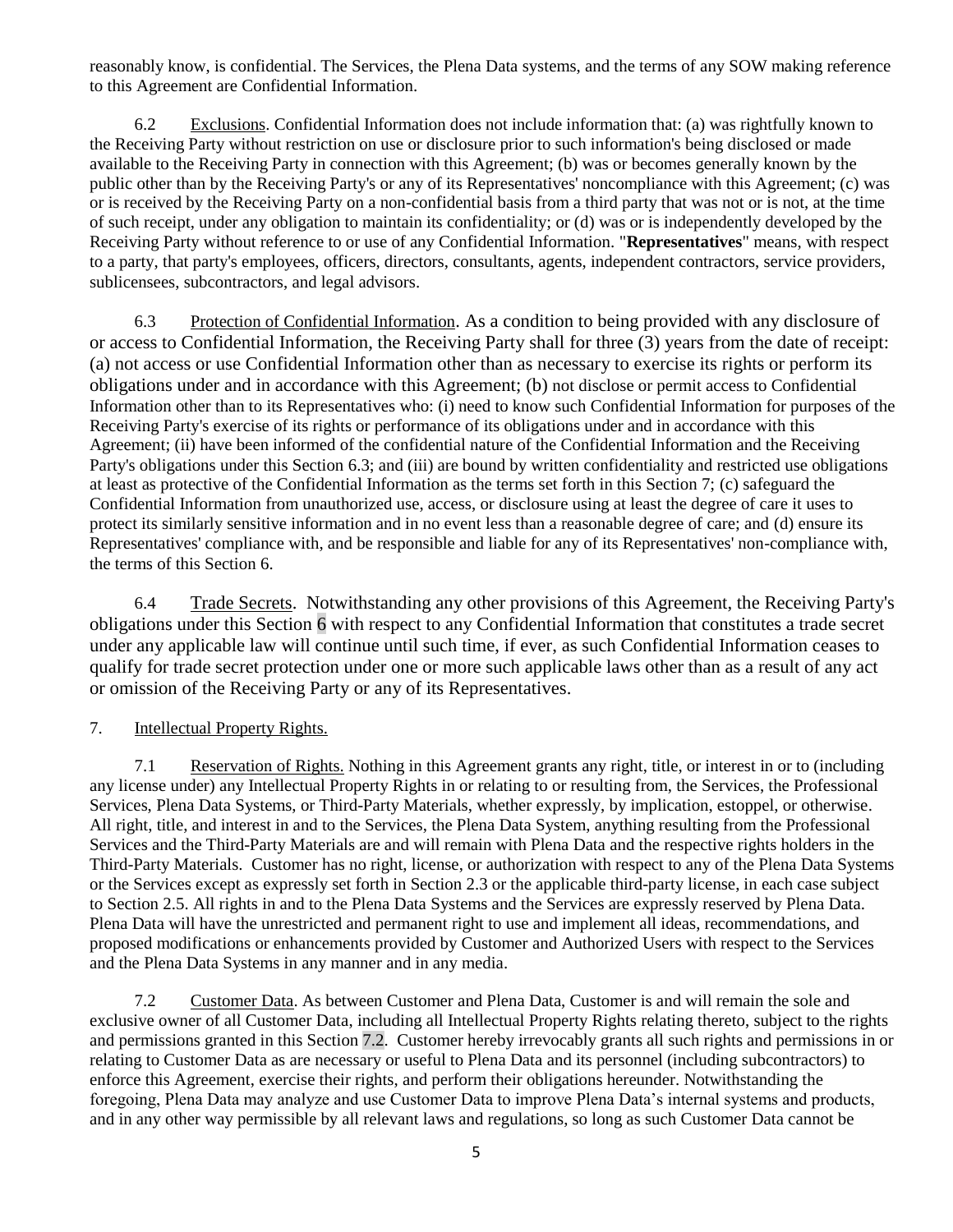reasonably know, is confidential. The Services, the Plena Data systems, and the terms of any SOW making reference to this Agreement are Confidential Information.

6.2 Exclusions. Confidential Information does not include information that: (a) was rightfully known to the Receiving Party without restriction on use or disclosure prior to such information's being disclosed or made available to the Receiving Party in connection with this Agreement; (b) was or becomes generally known by the public other than by the Receiving Party's or any of its Representatives' noncompliance with this Agreement; (c) was or is received by the Receiving Party on a non-confidential basis from a third party that was not or is not, at the time of such receipt, under any obligation to maintain its confidentiality; or (d) was or is independently developed by the Receiving Party without reference to or use of any Confidential Information. "**Representatives**" means, with respect to a party, that party's employees, officers, directors, consultants, agents, independent contractors, service providers, sublicensees, subcontractors, and legal advisors.

6.3 Protection of Confidential Information. As a condition to being provided with any disclosure of or access to Confidential Information, the Receiving Party shall for three (3) years from the date of receipt: (a) not access or use Confidential Information other than as necessary to exercise its rights or perform its obligations under and in accordance with this Agreement; (b) not disclose or permit access to Confidential Information other than to its Representatives who: (i) need to know such Confidential Information for purposes of the Receiving Party's exercise of its rights or performance of its obligations under and in accordance with this Agreement; (ii) have been informed of the confidential nature of the Confidential Information and the Receiving Party's obligations under this Section 6.3; and (iii) are bound by written confidentiality and restricted use obligations at least as protective of the Confidential Information as the terms set forth in this Section 7; (c) safeguard the Confidential Information from unauthorized use, access, or disclosure using at least the degree of care it uses to protect its similarly sensitive information and in no event less than a reasonable degree of care; and (d) ensure its Representatives' compliance with, and be responsible and liable for any of its Representatives' non-compliance with, the terms of this Section 6.

6.4 Trade Secrets. Notwithstanding any other provisions of this Agreement, the Receiving Party's obligations under this Section 6 with respect to any Confidential Information that constitutes a trade secret under any applicable law will continue until such time, if ever, as such Confidential Information ceases to qualify for trade secret protection under one or more such applicable laws other than as a result of any act or omission of the Receiving Party or any of its Representatives.

7. Intellectual Property Rights.

7.1 Reservation of Rights. Nothing in this Agreement grants any right, title, or interest in or to (including any license under) any Intellectual Property Rights in or relating to or resulting from, the Services, the Professional Services, Plena Data Systems, or Third-Party Materials, whether expressly, by implication, estoppel, or otherwise. All right, title, and interest in and to the Services, the Plena Data System, anything resulting from the Professional Services and the Third-Party Materials are and will remain with Plena Data and the respective rights holders in the Third-Party Materials. Customer has no right, license, or authorization with respect to any of the Plena Data Systems or the Services except as expressly set forth in Section 2.3 or the applicable third-party license, in each case subject to Section 2.5. All rights in and to the Plena Data Systems and the Services are expressly reserved by Plena Data. Plena Data will have the unrestricted and permanent right to use and implement all ideas, recommendations, and proposed modifications or enhancements provided by Customer and Authorized Users with respect to the Services and the Plena Data Systems in any manner and in any media.

7.2 Customer Data. As between Customer and Plena Data, Customer is and will remain the sole and exclusive owner of all Customer Data, including all Intellectual Property Rights relating thereto, subject to the rights and permissions granted in this Section 7.2. Customer hereby irrevocably grants all such rights and permissions in or relating to Customer Data as are necessary or useful to Plena Data and its personnel (including subcontractors) to enforce this Agreement, exercise their rights, and perform their obligations hereunder. Notwithstanding the foregoing, Plena Data may analyze and use Customer Data to improve Plena Data's internal systems and products, and in any other way permissible by all relevant laws and regulations, so long as such Customer Data cannot be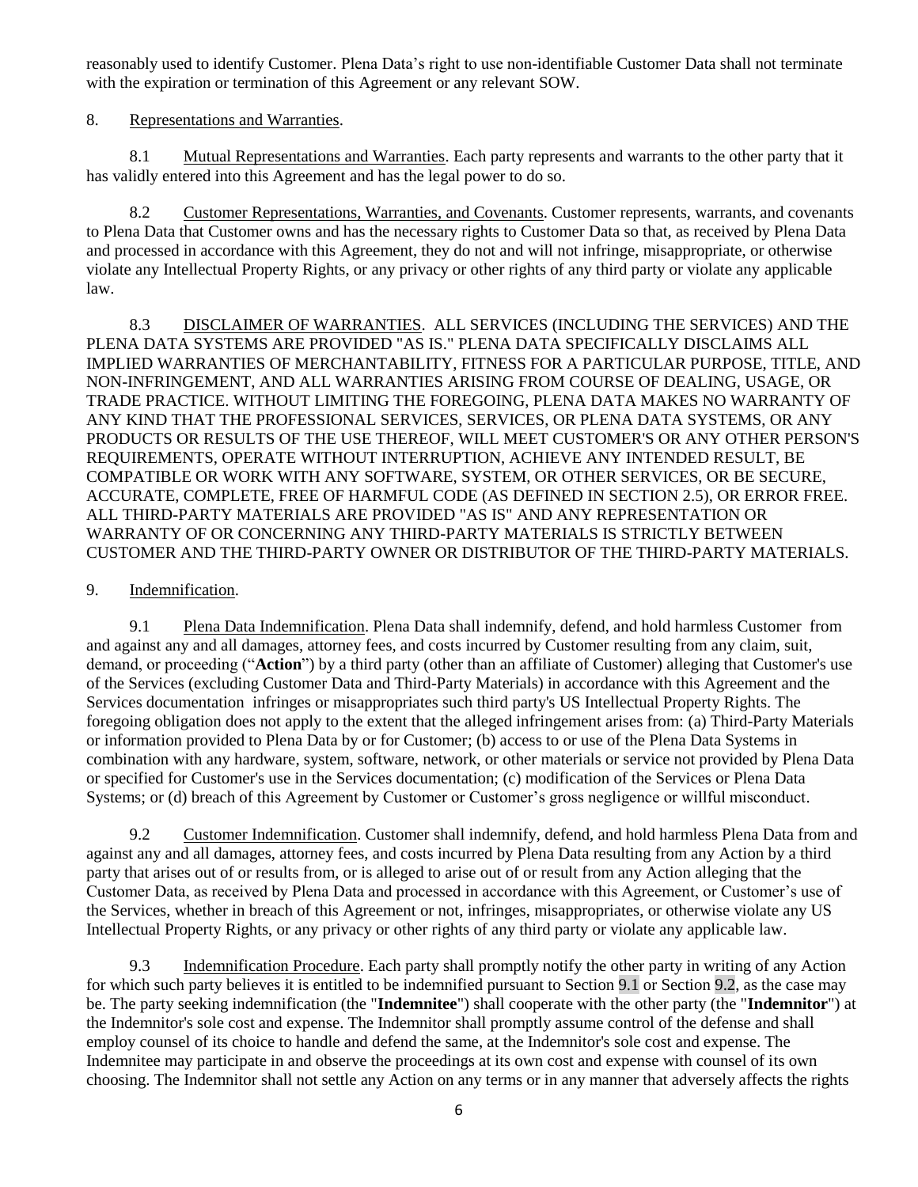reasonably used to identify Customer. Plena Data's right to use non-identifiable Customer Data shall not terminate with the expiration or termination of this Agreement or any relevant SOW.

8. Representations and Warranties.

8.1 Mutual Representations and Warranties. Each party represents and warrants to the other party that it has validly entered into this Agreement and has the legal power to do so.

8.2 Customer Representations, Warranties, and Covenants. Customer represents, warrants, and covenants to Plena Data that Customer owns and has the necessary rights to Customer Data so that, as received by Plena Data and processed in accordance with this Agreement, they do not and will not infringe, misappropriate, or otherwise violate any Intellectual Property Rights, or any privacy or other rights of any third party or violate any applicable law.

8.3 DISCLAIMER OF WARRANTIES. ALL SERVICES (INCLUDING THE SERVICES) AND THE PLENA DATA SYSTEMS ARE PROVIDED "AS IS." PLENA DATA SPECIFICALLY DISCLAIMS ALL IMPLIED WARRANTIES OF MERCHANTABILITY, FITNESS FOR A PARTICULAR PURPOSE, TITLE, AND NON-INFRINGEMENT, AND ALL WARRANTIES ARISING FROM COURSE OF DEALING, USAGE, OR TRADE PRACTICE. WITHOUT LIMITING THE FOREGOING, PLENA DATA MAKES NO WARRANTY OF ANY KIND THAT THE PROFESSIONAL SERVICES, SERVICES, OR PLENA DATA SYSTEMS, OR ANY PRODUCTS OR RESULTS OF THE USE THEREOF, WILL MEET CUSTOMER'S OR ANY OTHER PERSON'S REQUIREMENTS, OPERATE WITHOUT INTERRUPTION, ACHIEVE ANY INTENDED RESULT, BE COMPATIBLE OR WORK WITH ANY SOFTWARE, SYSTEM, OR OTHER SERVICES, OR BE SECURE, ACCURATE, COMPLETE, FREE OF HARMFUL CODE (AS DEFINED IN SECTION 2.5), OR ERROR FREE. ALL THIRD-PARTY MATERIALS ARE PROVIDED "AS IS" AND ANY REPRESENTATION OR WARRANTY OF OR CONCERNING ANY THIRD-PARTY MATERIALS IS STRICTLY BETWEEN CUSTOMER AND THE THIRD-PARTY OWNER OR DISTRIBUTOR OF THE THIRD-PARTY MATERIALS.

9. Indemnification.

9.1 Plena Data Indemnification. Plena Data shall indemnify, defend, and hold harmless Customer from and against any and all damages, attorney fees, and costs incurred by Customer resulting from any claim, suit, demand, or proceeding ("**Action**") by a third party (other than an affiliate of Customer) alleging that Customer's use of the Services (excluding Customer Data and Third-Party Materials) in accordance with this Agreement and the Services documentation infringes or misappropriates such third party's US Intellectual Property Rights. The foregoing obligation does not apply to the extent that the alleged infringement arises from: (a) Third-Party Materials or information provided to Plena Data by or for Customer; (b) access to or use of the Plena Data Systems in combination with any hardware, system, software, network, or other materials or service not provided by Plena Data or specified for Customer's use in the Services documentation; (c) modification of the Services or Plena Data Systems; or (d) breach of this Agreement by Customer or Customer's gross negligence or willful misconduct.

9.2 Customer Indemnification. Customer shall indemnify, defend, and hold harmless Plena Data from and against any and all damages, attorney fees, and costs incurred by Plena Data resulting from any Action by a third party that arises out of or results from, or is alleged to arise out of or result from any Action alleging that the Customer Data, as received by Plena Data and processed in accordance with this Agreement, or Customer's use of the Services, whether in breach of this Agreement or not, infringes, misappropriates, or otherwise violate any US Intellectual Property Rights, or any privacy or other rights of any third party or violate any applicable law.

9.3 Indemnification Procedure. Each party shall promptly notify the other party in writing of any Action for which such party believes it is entitled to be indemnified pursuant to Section 9.1 or Section 9.2, as the case may be. The party seeking indemnification (the "**Indemnitee**") shall cooperate with the other party (the "**Indemnitor**") at the Indemnitor's sole cost and expense. The Indemnitor shall promptly assume control of the defense and shall employ counsel of its choice to handle and defend the same, at the Indemnitor's sole cost and expense. The Indemnitee may participate in and observe the proceedings at its own cost and expense with counsel of its own choosing. The Indemnitor shall not settle any Action on any terms or in any manner that adversely affects the rights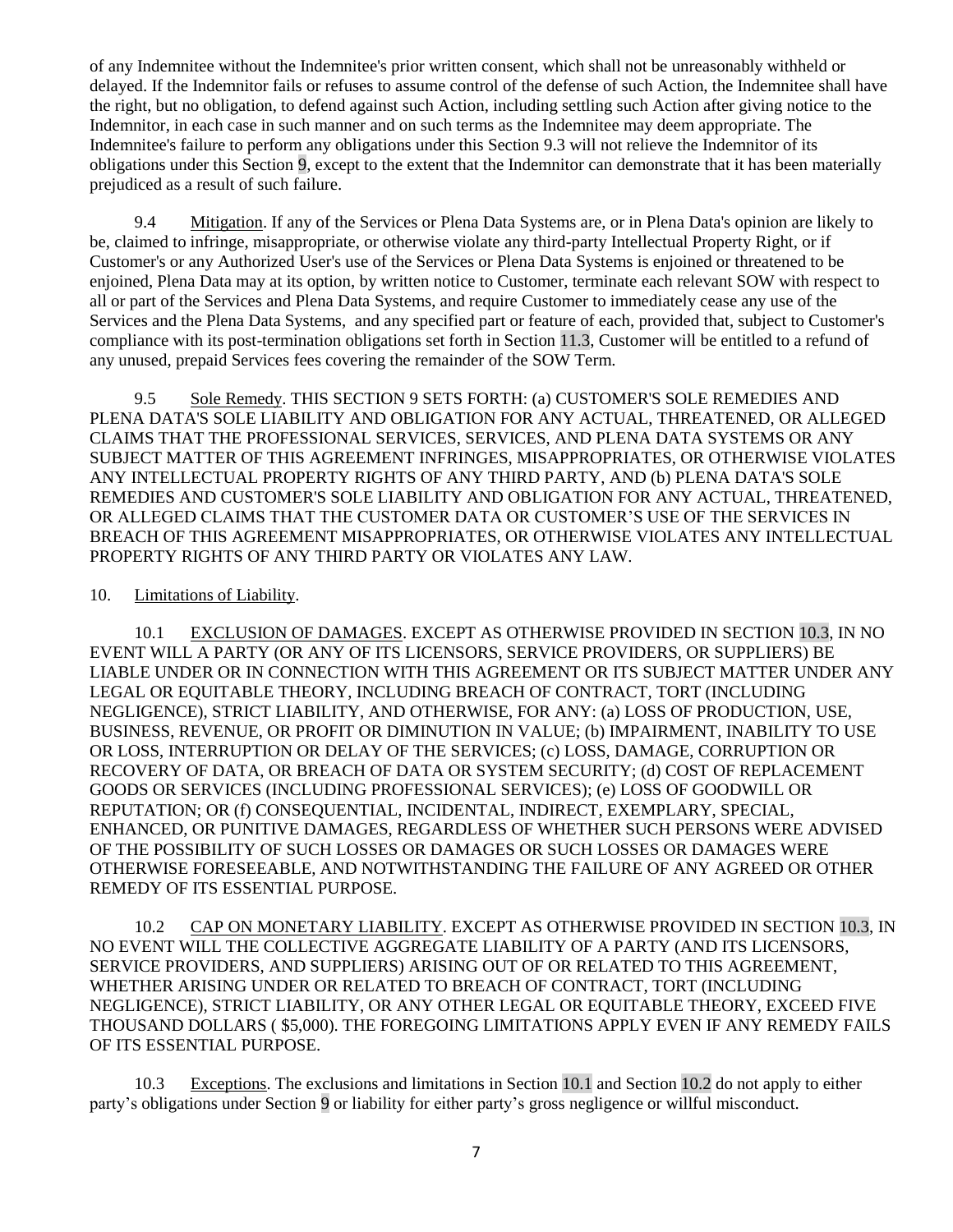of any Indemnitee without the Indemnitee's prior written consent, which shall not be unreasonably withheld or delayed. If the Indemnitor fails or refuses to assume control of the defense of such Action, the Indemnitee shall have the right, but no obligation, to defend against such Action, including settling such Action after giving notice to the Indemnitor, in each case in such manner and on such terms as the Indemnitee may deem appropriate. The Indemnitee's failure to perform any obligations under this Section 9.3 will not relieve the Indemnitor of its obligations under this Section 9, except to the extent that the Indemnitor can demonstrate that it has been materially prejudiced as a result of such failure.

9.4 Mitigation. If any of the Services or Plena Data Systems are, or in Plena Data's opinion are likely to be, claimed to infringe, misappropriate, or otherwise violate any third-party Intellectual Property Right, or if Customer's or any Authorized User's use of the Services or Plena Data Systems is enjoined or threatened to be enjoined, Plena Data may at its option, by written notice to Customer, terminate each relevant SOW with respect to all or part of the Services and Plena Data Systems, and require Customer to immediately cease any use of the Services and the Plena Data Systems, and any specified part or feature of each, provided that, subject to Customer's compliance with its post-termination obligations set forth in Section 11.3, Customer will be entitled to a refund of any unused, prepaid Services fees covering the remainder of the SOW Term.

9.5 Sole Remedy. THIS SECTION 9 SETS FORTH: (a) CUSTOMER'S SOLE REMEDIES AND PLENA DATA'S SOLE LIABILITY AND OBLIGATION FOR ANY ACTUAL, THREATENED, OR ALLEGED CLAIMS THAT THE PROFESSIONAL SERVICES, SERVICES, AND PLENA DATA SYSTEMS OR ANY SUBJECT MATTER OF THIS AGREEMENT INFRINGES, MISAPPROPRIATES, OR OTHERWISE VIOLATES ANY INTELLECTUAL PROPERTY RIGHTS OF ANY THIRD PARTY, AND (b) PLENA DATA'S SOLE REMEDIES AND CUSTOMER'S SOLE LIABILITY AND OBLIGATION FOR ANY ACTUAL, THREATENED, OR ALLEGED CLAIMS THAT THE CUSTOMER DATA OR CUSTOMER'S USE OF THE SERVICES IN BREACH OF THIS AGREEMENT MISAPPROPRIATES, OR OTHERWISE VIOLATES ANY INTELLECTUAL PROPERTY RIGHTS OF ANY THIRD PARTY OR VIOLATES ANY LAW.

10. Limitations of Liability.

10.1 EXCLUSION OF DAMAGES. EXCEPT AS OTHERWISE PROVIDED IN SECTION 10.3, IN NO EVENT WILL A PARTY (OR ANY OF ITS LICENSORS, SERVICE PROVIDERS, OR SUPPLIERS) BE LIABLE UNDER OR IN CONNECTION WITH THIS AGREEMENT OR ITS SUBJECT MATTER UNDER ANY LEGAL OR EQUITABLE THEORY, INCLUDING BREACH OF CONTRACT, TORT (INCLUDING NEGLIGENCE), STRICT LIABILITY, AND OTHERWISE, FOR ANY: (a) LOSS OF PRODUCTION, USE, BUSINESS, REVENUE, OR PROFIT OR DIMINUTION IN VALUE; (b) IMPAIRMENT, INABILITY TO USE OR LOSS, INTERRUPTION OR DELAY OF THE SERVICES; (c) LOSS, DAMAGE, CORRUPTION OR RECOVERY OF DATA, OR BREACH OF DATA OR SYSTEM SECURITY; (d) COST OF REPLACEMENT GOODS OR SERVICES (INCLUDING PROFESSIONAL SERVICES); (e) LOSS OF GOODWILL OR REPUTATION; OR (f) CONSEQUENTIAL, INCIDENTAL, INDIRECT, EXEMPLARY, SPECIAL, ENHANCED, OR PUNITIVE DAMAGES, REGARDLESS OF WHETHER SUCH PERSONS WERE ADVISED OF THE POSSIBILITY OF SUCH LOSSES OR DAMAGES OR SUCH LOSSES OR DAMAGES WERE OTHERWISE FORESEEABLE, AND NOTWITHSTANDING THE FAILURE OF ANY AGREED OR OTHER REMEDY OF ITS ESSENTIAL PURPOSE.

10.2 CAP ON MONETARY LIABILITY. EXCEPT AS OTHERWISE PROVIDED IN SECTION 10.3, IN NO EVENT WILL THE COLLECTIVE AGGREGATE LIABILITY OF A PARTY (AND ITS LICENSORS, SERVICE PROVIDERS, AND SUPPLIERS) ARISING OUT OF OR RELATED TO THIS AGREEMENT, WHETHER ARISING UNDER OR RELATED TO BREACH OF CONTRACT, TORT (INCLUDING NEGLIGENCE), STRICT LIABILITY, OR ANY OTHER LEGAL OR EQUITABLE THEORY, EXCEED FIVE THOUSAND DOLLARS ( $5,000). THE FOREGOING LIMITATIONS APPLY EVEN IF ANY REMEDY FAILS OF ITS ESSENTIAL PURPOSE.

10.3 Exceptions. The exclusions and limitations in Section 10.1 and Section 10.2 do not apply to either party's obligations under Section 9 or liability for either party's gross negligence or willful misconduct.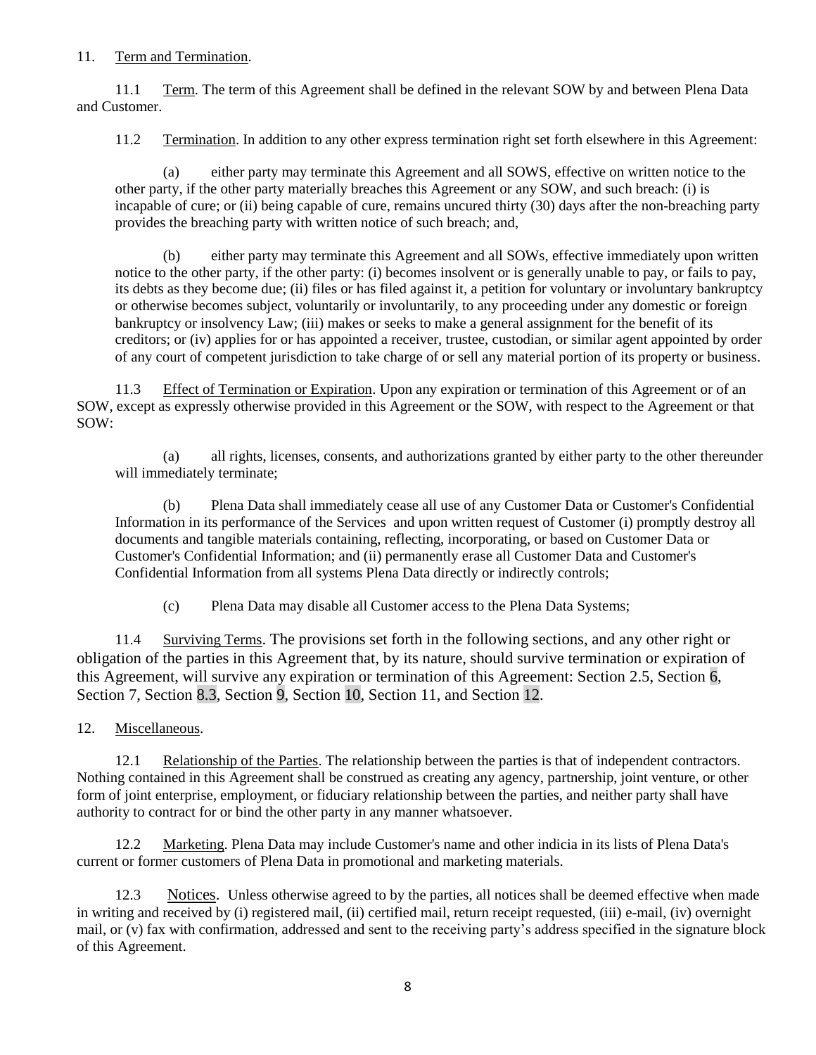11. Term and Termination.

11.1 Term. The term of this Agreement shall be defined in the relevant SOW by and between Plena Data and Customer.

11.2 Termination. In addition to any other express termination right set forth elsewhere in this Agreement:

(a) either party may terminate this Agreement and all SOWS, effective on written notice to the other party, if the other party materially breaches this Agreement or any SOW, and such breach: (i) is incapable of cure; or (ii) being capable of cure, remains uncured thirty (30) days after the non-breaching party provides the breaching party with written notice of such breach; and,

(b) either party may terminate this Agreement and all SOWs, effective immediately upon written notice to the other party, if the other party: (i) becomes insolvent or is generally unable to pay, or fails to pay, its debts as they become due; (ii) files or has filed against it, a petition for voluntary or involuntary bankruptcy or otherwise becomes subject, voluntarily or involuntarily, to any proceeding under any domestic or foreign bankruptcy or insolvency Law; (iii) makes or seeks to make a general assignment for the benefit of its creditors; or (iv) applies for or has appointed a receiver, trustee, custodian, or similar agent appointed by order of any court of competent jurisdiction to take charge of or sell any material portion of its property or business.

11.3 Effect of Termination or Expiration. Upon any expiration or termination of this Agreement or of an SOW, except as expressly otherwise provided in this Agreement or the SOW, with respect to the Agreement or that SOW:

(a) all rights, licenses, consents, and authorizations granted by either party to the other thereunder will immediately terminate;

(b) Plena Data shall immediately cease all use of any Customer Data or Customer's Confidential Information in its performance of the Services and upon written request of Customer (i) promptly destroy all documents and tangible materials containing, reflecting, incorporating, or based on Customer Data or Customer's Confidential Information; and (ii) permanently erase all Customer Data and Customer's Confidential Information from all systems Plena Data directly or indirectly controls;

(c) Plena Data may disable all Customer access to the Plena Data Systems;

11.4 Surviving Terms. The provisions set forth in the following sections, and any other right or obligation of the parties in this Agreement that, by its nature, should survive termination or expiration of this Agreement, will survive any expiration or termination of this Agreement: Section 2.5, Section 6, Section 7, Section 8.3, Section 9, Section 10, Section 11, and Section 12.

12. Miscellaneous.

12.1 Relationship of the Parties. The relationship between the parties is that of independent contractors. Nothing contained in this Agreement shall be construed as creating any agency, partnership, joint venture, or other form of joint enterprise, employment, or fiduciary relationship between the parties, and neither party shall have authority to contract for or bind the other party in any manner whatsoever.

12.2 Marketing. Plena Data may include Customer's name and other indicia in its lists of Plena Data's current or former customers of Plena Data in promotional and marketing materials.

12.3 Notices. Unless otherwise agreed to by the parties, all notices shall be deemed effective when made in writing and received by (i) registered mail, (ii) certified mail, return receipt requested, (iii) e-mail, (iv) overnight mail, or (v) fax with confirmation, addressed and sent to the receiving party's address specified in the signature block of this Agreement.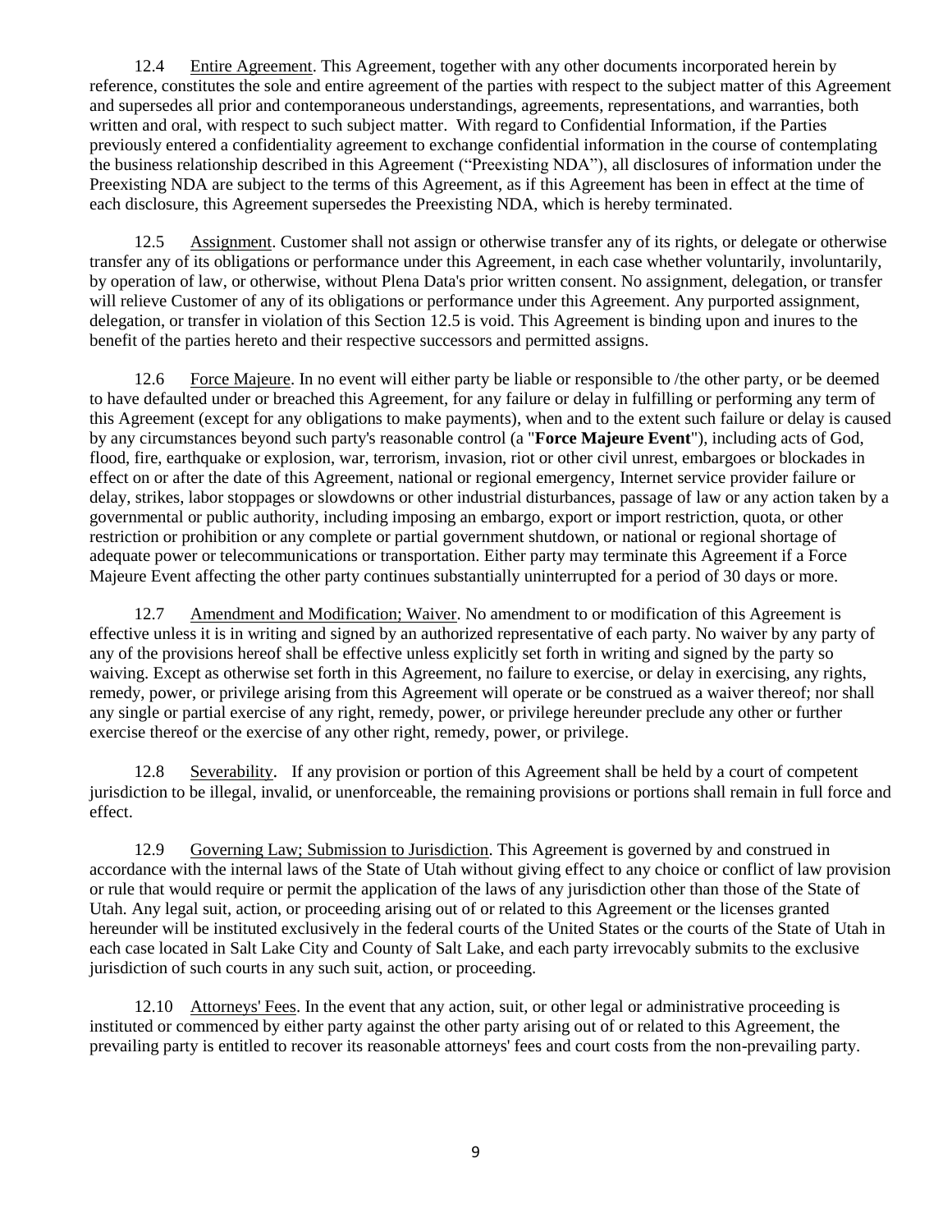12.4 Entire Agreement. This Agreement, together with any other documents incorporated herein by reference, constitutes the sole and entire agreement of the parties with respect to the subject matter of this Agreement and supersedes all prior and contemporaneous understandings, agreements, representations, and warranties, both written and oral, with respect to such subject matter. With regard to Confidential Information, if the Parties previously entered a confidentiality agreement to exchange confidential information in the course of contemplating the business relationship described in this Agreement ("Preexisting NDA"), all disclosures of information under the Preexisting NDA are subject to the terms of this Agreement, as if this Agreement has been in effect at the time of each disclosure, this Agreement supersedes the Preexisting NDA, which is hereby terminated.

12.5 Assignment. Customer shall not assign or otherwise transfer any of its rights, or delegate or otherwise transfer any of its obligations or performance under this Agreement, in each case whether voluntarily, involuntarily, by operation of law, or otherwise, without Plena Data's prior written consent. No assignment, delegation, or transfer will relieve Customer of any of its obligations or performance under this Agreement. Any purported assignment, delegation, or transfer in violation of this Section 12.5 is void. This Agreement is binding upon and inures to the benefit of the parties hereto and their respective successors and permitted assigns.

12.6 Force Majeure. In no event will either party be liable or responsible to /the other party, or be deemed to have defaulted under or breached this Agreement, for any failure or delay in fulfilling or performing any term of this Agreement (except for any obligations to make payments), when and to the extent such failure or delay is caused by any circumstances beyond such party's reasonable control (a "**Force Majeure Event**"), including acts of God, flood, fire, earthquake or explosion, war, terrorism, invasion, riot or other civil unrest, embargoes or blockades in effect on or after the date of this Agreement, national or regional emergency, Internet service provider failure or delay, strikes, labor stoppages or slowdowns or other industrial disturbances, passage of law or any action taken by a governmental or public authority, including imposing an embargo, export or import restriction, quota, or other restriction or prohibition or any complete or partial government shutdown, or national or regional shortage of adequate power or telecommunications or transportation. Either party may terminate this Agreement if a Force Majeure Event affecting the other party continues substantially uninterrupted for a period of 30 days or more.

12.7 Amendment and Modification; Waiver. No amendment to or modification of this Agreement is effective unless it is in writing and signed by an authorized representative of each party. No waiver by any party of any of the provisions hereof shall be effective unless explicitly set forth in writing and signed by the party so waiving. Except as otherwise set forth in this Agreement, no failure to exercise, or delay in exercising, any rights, remedy, power, or privilege arising from this Agreement will operate or be construed as a waiver thereof; nor shall any single or partial exercise of any right, remedy, power, or privilege hereunder preclude any other or further exercise thereof or the exercise of any other right, remedy, power, or privilege.

12.8 Severability. If any provision or portion of this Agreement shall be held by a court of competent jurisdiction to be illegal, invalid, or unenforceable, the remaining provisions or portions shall remain in full force and effect.

12.9 Governing Law; Submission to Jurisdiction. This Agreement is governed by and construed in accordance with the internal laws of the State of Utah without giving effect to any choice or conflict of law provision or rule that would require or permit the application of the laws of any jurisdiction other than those of the State of Utah. Any legal suit, action, or proceeding arising out of or related to this Agreement or the licenses granted hereunder will be instituted exclusively in the federal courts of the United States or the courts of the State of Utah in each case located in Salt Lake City and County of Salt Lake, and each party irrevocably submits to the exclusive jurisdiction of such courts in any such suit, action, or proceeding.

12.10 Attorneys' Fees. In the event that any action, suit, or other legal or administrative proceeding is instituted or commenced by either party against the other party arising out of or related to this Agreement, the prevailing party is entitled to recover its reasonable attorneys' fees and court costs from the non-prevailing party.